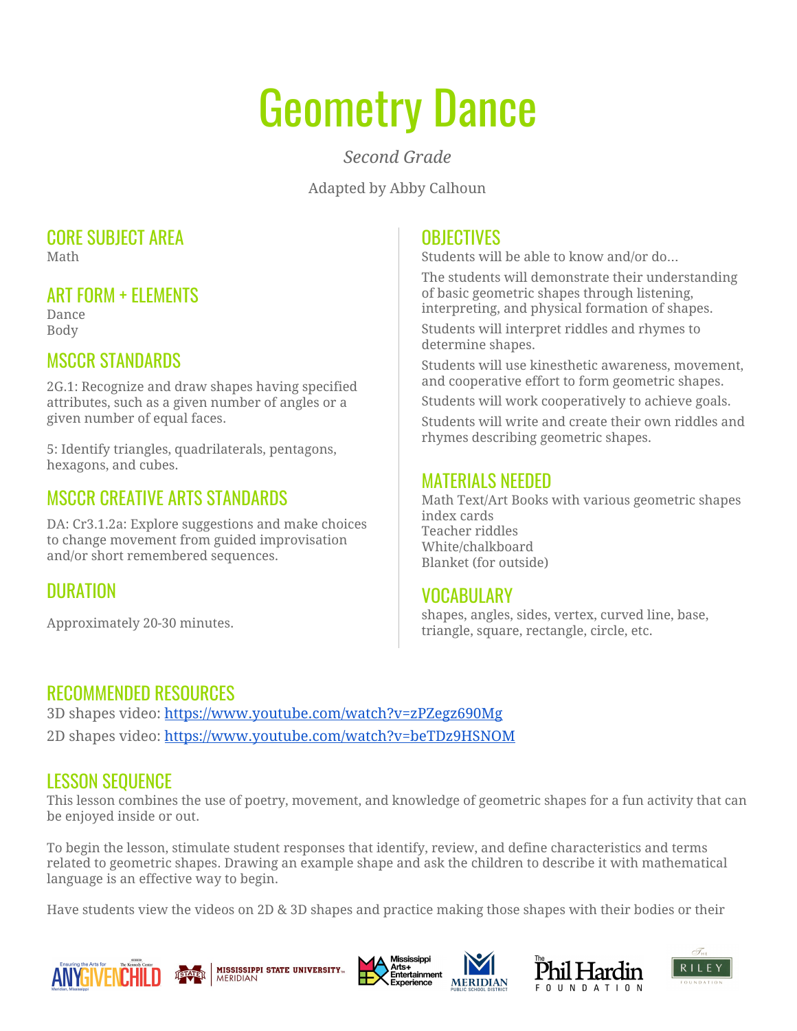# Geometry Dance

*Second Grade*

Adapted by Abby Calhoun

## CORE SUBJECT AREA

Math

## ART FORM + ELEMENTS

Dance
Body

## MSCCR STANDARDS

2G.1: Recognize and draw shapes having specified attributes, such as a given number of angles or a given number of equal faces.

5: Identify triangles, quadrilaterals, pentagons, hexagons, and cubes.

## MSCCR CREATIVE ARTS STANDARDS

DA: Cr3.1.2a: Explore suggestions and make choices to change movement from guided improvisation and/or short remembered sequences.

## DURATION

Approximately 20-30 minutes.

## OBJECTIVES

Students will be able to know and/or do...

The students will demonstrate their understanding of basic geometric shapes through listening, interpreting, and physical formation of shapes.

Students will interpret riddles and rhymes to determine shapes.

Students will use kinesthetic awareness, movement, and cooperative effort to form geometric shapes.

Students will work cooperatively to achieve goals.

Students will write and create their own riddles and rhymes describing geometric shapes.

## MATERIALS NEEDED

Math Text/Art Books with various geometric shapes
index cards
Teacher riddles
White/chalkboard
Blanket (for outside)

## VOCABULARY

shapes, angles, sides, vertex, curved line, base, triangle, square, rectangle, circle, etc.

## RECOMMENDED RESOURCES

3D shapes video: https://www.youtube.com/watch?v=zPZegz690Mg

2D shapes video: https://www.youtube.com/watch?v=beTDz9HSNOM

## LESSON SEQUENCE

This lesson combines the use of poetry, movement, and knowledge of geometric shapes for a fun activity that can be enjoyed inside or out.

To begin the lesson, stimulate student responses that identify, review, and define characteristics and terms related to geometric shapes. Drawing an example shape and ask the children to describe it with mathematical language is an effective way to begin.

Have students view the videos on 2D & 3D shapes and practice making those shapes with their bodies or their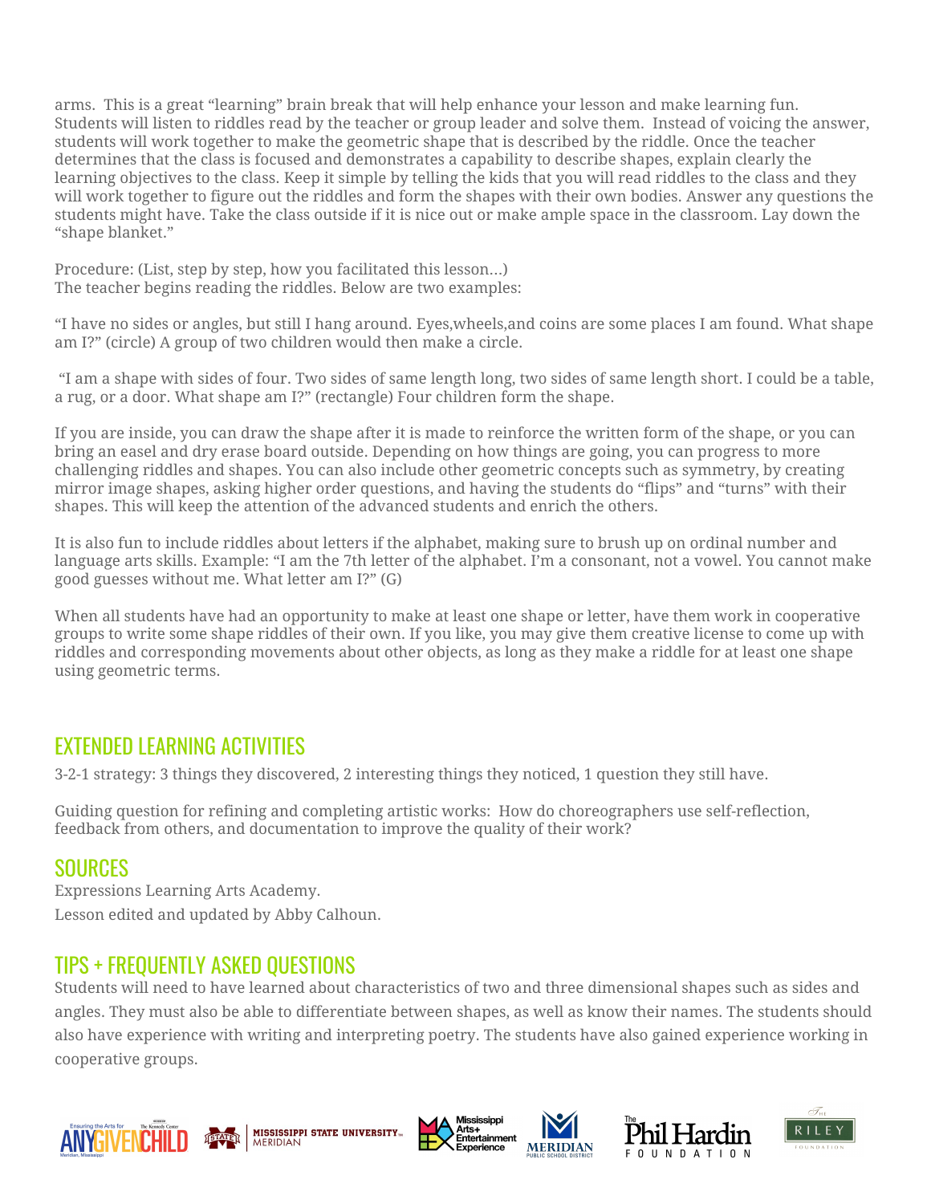arms. This is a great "learning" brain break that will help enhance your lesson and make learning fun. Students will listen to riddles read by the teacher or group leader and solve them. Instead of voicing the answer, students will work together to make the geometric shape that is described by the riddle. Once the teacher determines that the class is focused and demonstrates a capability to describe shapes, explain clearly the learning objectives to the class. Keep it simple by telling the kids that you will read riddles to the class and they will work together to figure out the riddles and form the shapes with their own bodies. Answer any questions the students might have. Take the class outside if it is nice out or make ample space in the classroom. Lay down the "shape blanket."

Procedure: (List, step by step, how you facilitated this lesson…)
The teacher begins reading the riddles. Below are two examples:

"I have no sides or angles, but still I hang around. Eyes,wheels,and coins are some places I am found. What shape am I?" (circle) A group of two children would then make a circle.

"I am a shape with sides of four. Two sides of same length long, two sides of same length short. I could be a table, a rug, or a door. What shape am I?" (rectangle) Four children form the shape.

If you are inside, you can draw the shape after it is made to reinforce the written form of the shape, or you can bring an easel and dry erase board outside. Depending on how things are going, you can progress to more challenging riddles and shapes. You can also include other geometric concepts such as symmetry, by creating mirror image shapes, asking higher order questions, and having the students do "flips" and "turns" with their shapes. This will keep the attention of the advanced students and enrich the others.

It is also fun to include riddles about letters if the alphabet, making sure to brush up on ordinal number and language arts skills. Example: "I am the 7th letter of the alphabet. I'm a consonant, not a vowel. You cannot make good guesses without me. What letter am I?" (G)

When all students have had an opportunity to make at least one shape or letter, have them work in cooperative groups to write some shape riddles of their own. If you like, you may give them creative license to come up with riddles and corresponding movements about other objects, as long as they make a riddle for at least one shape using geometric terms.

## EXTENDED LEARNING ACTIVITIES

3-2-1 strategy: 3 things they discovered, 2 interesting things they noticed, 1 question they still have.

Guiding question for refining and completing artistic works: How do choreographers use self-reflection, feedback from others, and documentation to improve the quality of their work?

## SOURCES

Expressions Learning Arts Academy.
Lesson edited and updated by Abby Calhoun.

## TIPS + FREQUENTLY ASKED QUESTIONS

Students will need to have learned about characteristics of two and three dimensional shapes such as sides and angles. They must also be able to differentiate between shapes, as well as know their names. The students should also have experience with writing and interpreting poetry. The students have also gained experience working in cooperative groups.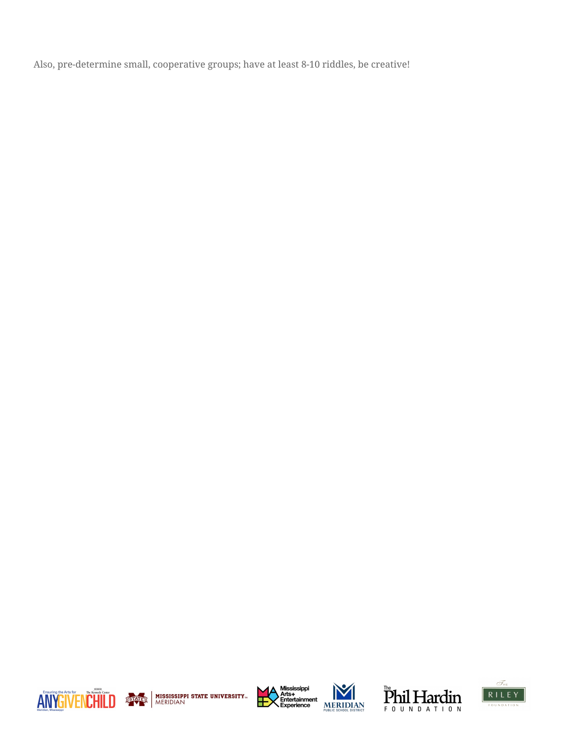Also, pre-determine small, cooperative groups; have at least 8-10 riddles, be creative!